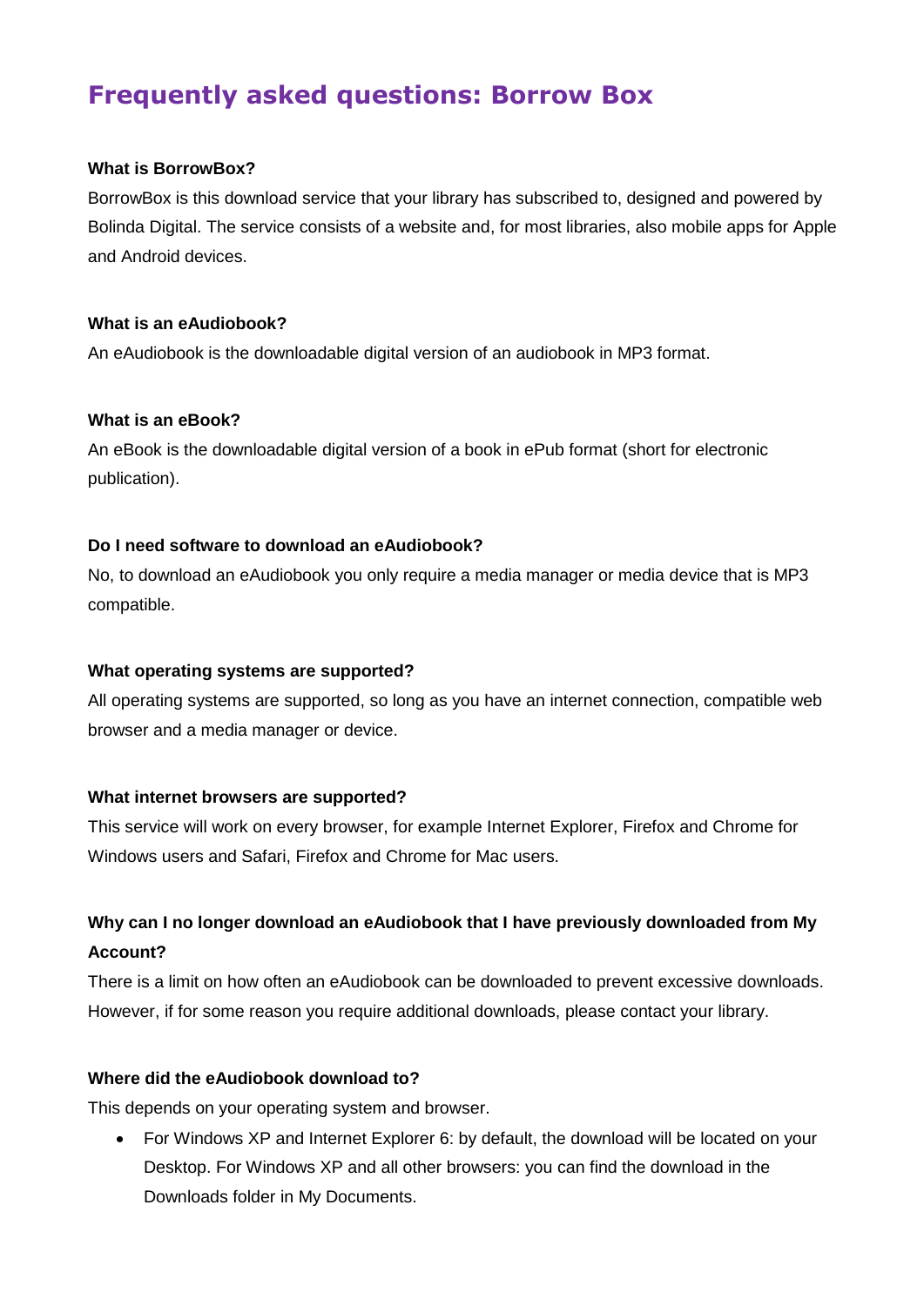# Frequently asked questions: Borrow Box

**What is BorrowBox?**

BorrowBox is this download service that your library has subscribed to, designed and powered by Bolinda Digital. The service consists of a website and, for most libraries, also mobile apps for Apple and Android devices.

**What is an eAudiobook?**

An eAudiobook is the downloadable digital version of an audiobook in MP3 format.

**What is an eBook?**

An eBook is the downloadable digital version of a book in ePub format (short for electronic publication).

**Do I need software to download an eAudiobook?**

No, to download an eAudiobook you only require a media manager or media device that is MP3 compatible.

**What operating systems are supported?**

All operating systems are supported, so long as you have an internet connection, compatible web browser and a media manager or device.

**What internet browsers are supported?**

This service will work on every browser, for example Internet Explorer, Firefox and Chrome for Windows users and Safari, Firefox and Chrome for Mac users.

**Why can I no longer download an eAudiobook that I have previously downloaded from My Account?**

There is a limit on how often an eAudiobook can be downloaded to prevent excessive downloads. However, if for some reason you require additional downloads, please contact your library.

**Where did the eAudiobook download to?**

This depends on your operating system and browser.

- For Windows XP and Internet Explorer 6: by default, the download will be located on your Desktop. For Windows XP and all other browsers: you can find the download in the Downloads folder in My Documents.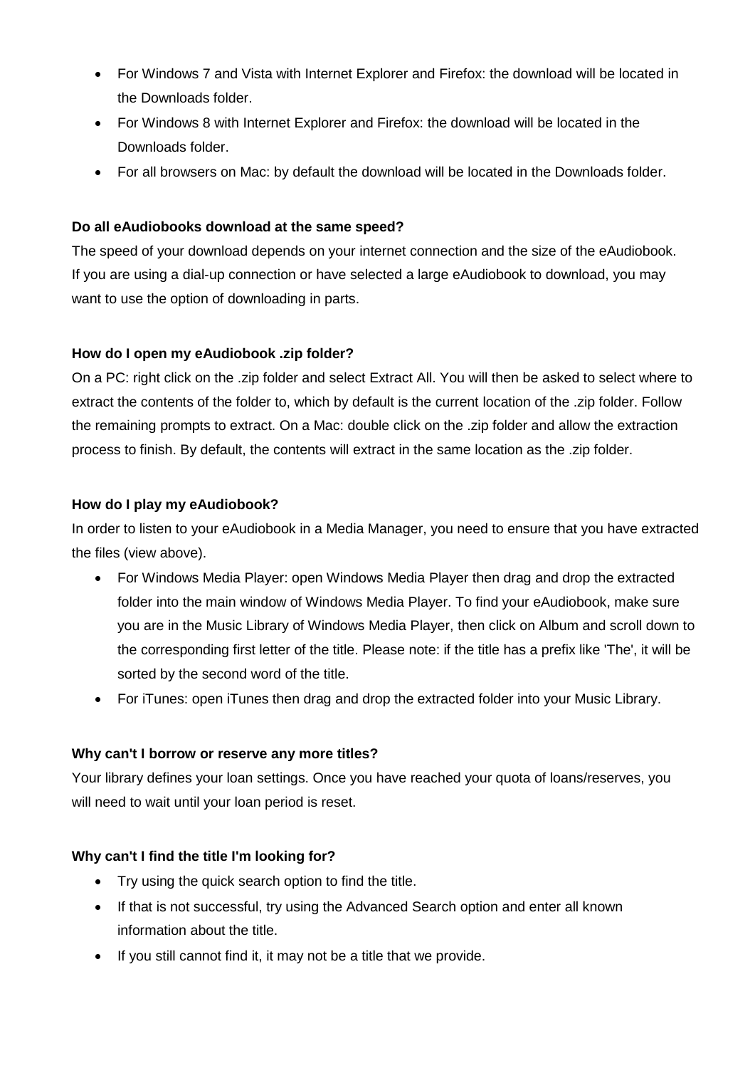- For Windows 7 and Vista with Internet Explorer and Firefox: the download will be located in the Downloads folder.
- For Windows 8 with Internet Explorer and Firefox: the download will be located in the Downloads folder.
- For all browsers on Mac: by default the download will be located in the Downloads folder.

**Do all eAudiobooks download at the same speed?**

The speed of your download depends on your internet connection and the size of the eAudiobook. If you are using a dial-up connection or have selected a large eAudiobook to download, you may want to use the option of downloading in parts.

**How do I open my eAudiobook .zip folder?**

On a PC: right click on the .zip folder and select Extract All. You will then be asked to select where to extract the contents of the folder to, which by default is the current location of the .zip folder. Follow the remaining prompts to extract. On a Mac: double click on the .zip folder and allow the extraction process to finish. By default, the contents will extract in the same location as the .zip folder.

**How do I play my eAudiobook?**

In order to listen to your eAudiobook in a Media Manager, you need to ensure that you have extracted the files (view above).

- For Windows Media Player: open Windows Media Player then drag and drop the extracted folder into the main window of Windows Media Player. To find your eAudiobook, make sure you are in the Music Library of Windows Media Player, then click on Album and scroll down to the corresponding first letter of the title. Please note: if the title has a prefix like 'The', it will be sorted by the second word of the title.
- For iTunes: open iTunes then drag and drop the extracted folder into your Music Library.

**Why can't I borrow or reserve any more titles?**

Your library defines your loan settings. Once you have reached your quota of loans/reserves, you will need to wait until your loan period is reset.

**Why can't I find the title I'm looking for?**

- Try using the quick search option to find the title.
- If that is not successful, try using the Advanced Search option and enter all known information about the title.
- If you still cannot find it, it may not be a title that we provide.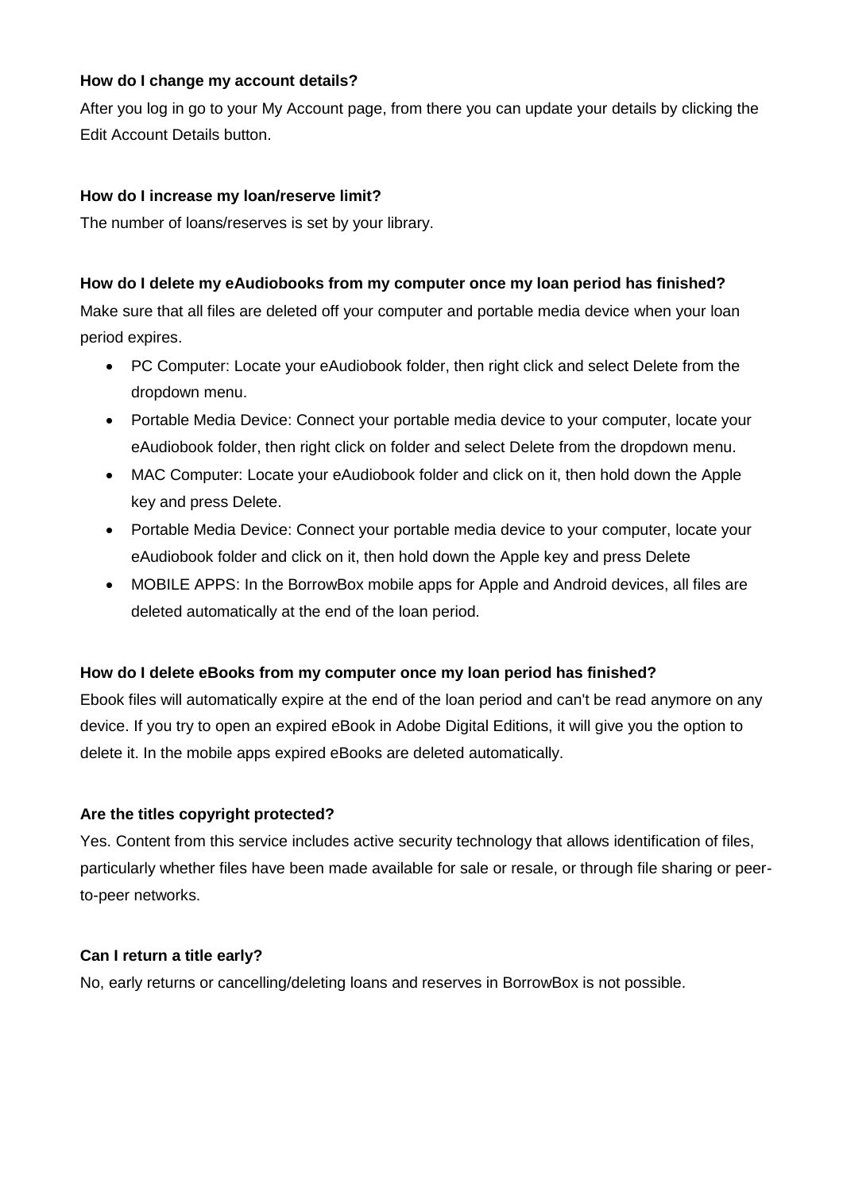**How do I change my account details?**

After you log in go to your My Account page, from there you can update your details by clicking the Edit Account Details button.

**How do I increase my loan/reserve limit?**

The number of loans/reserves is set by your library.

**How do I delete my eAudiobooks from my computer once my loan period has finished?**

Make sure that all files are deleted off your computer and portable media device when your loan period expires.

- PC Computer: Locate your eAudiobook folder, then right click and select Delete from the dropdown menu.
- Portable Media Device: Connect your portable media device to your computer, locate your eAudiobook folder, then right click on folder and select Delete from the dropdown menu.
- MAC Computer: Locate your eAudiobook folder and click on it, then hold down the Apple key and press Delete.
- Portable Media Device: Connect your portable media device to your computer, locate your eAudiobook folder and click on it, then hold down the Apple key and press Delete
- MOBILE APPS: In the BorrowBox mobile apps for Apple and Android devices, all files are deleted automatically at the end of the loan period.

**How do I delete eBooks from my computer once my loan period has finished?**

Ebook files will automatically expire at the end of the loan period and can't be read anymore on any device. If you try to open an expired eBook in Adobe Digital Editions, it will give you the option to delete it. In the mobile apps expired eBooks are deleted automatically.

**Are the titles copyright protected?**

Yes. Content from this service includes active security technology that allows identification of files, particularly whether files have been made available for sale or resale, or through file sharing or peer-to-peer networks.

**Can I return a title early?**

No, early returns or cancelling/deleting loans and reserves in BorrowBox is not possible.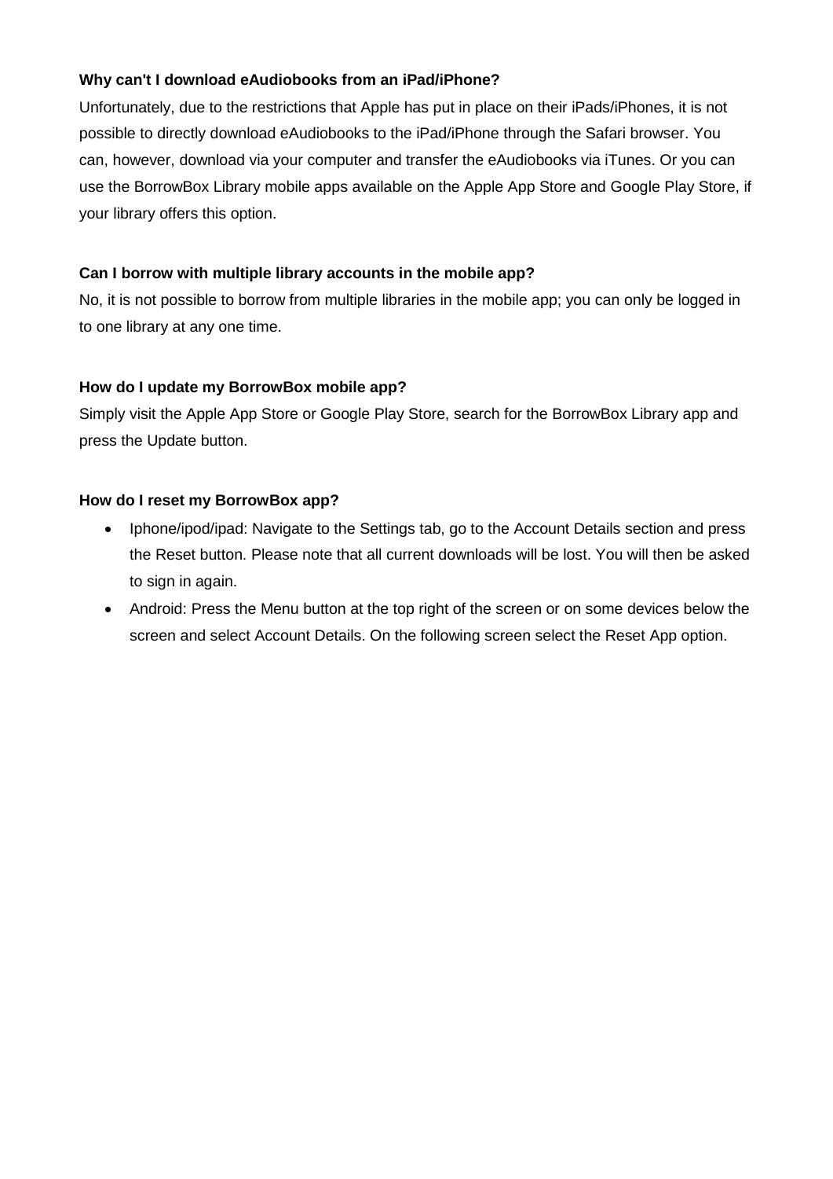**Why can't I download eAudiobooks from an iPad/iPhone?**

Unfortunately, due to the restrictions that Apple has put in place on their iPads/iPhones, it is not possible to directly download eAudiobooks to the iPad/iPhone through the Safari browser. You can, however, download via your computer and transfer the eAudiobooks via iTunes. Or you can use the BorrowBox Library mobile apps available on the Apple App Store and Google Play Store, if your library offers this option.

**Can I borrow with multiple library accounts in the mobile app?**

No, it is not possible to borrow from multiple libraries in the mobile app; you can only be logged in to one library at any one time.

**How do I update my BorrowBox mobile app?**

Simply visit the Apple App Store or Google Play Store, search for the BorrowBox Library app and press the Update button.

**How do I reset my BorrowBox app?**

- Iphone/ipod/ipad: Navigate to the Settings tab, go to the Account Details section and press the Reset button. Please note that all current downloads will be lost. You will then be asked to sign in again.
- Android: Press the Menu button at the top right of the screen or on some devices below the screen and select Account Details. On the following screen select the Reset App option.